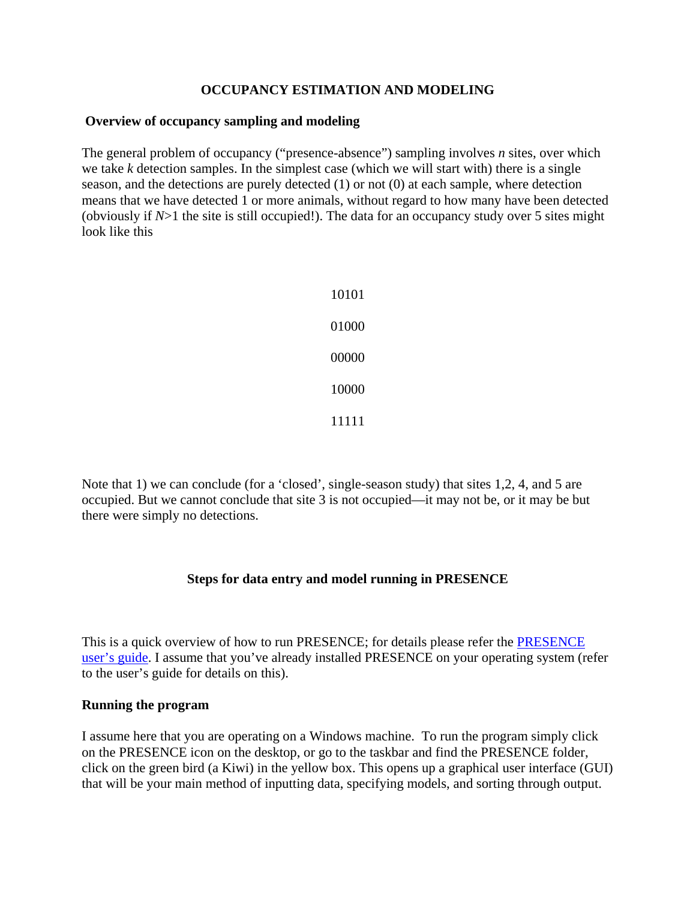# OCCUPANCY ESTIMATION AND MODELING

## Overview of occupancy sampling and modeling

The general problem of occupancy ("presence-absence") sampling involves $n$ sites, over which we take $k$ detection samples. In the simplest case (which we will start with) there is a single season, and the detections are purely detected (1) or not (0) at each sample, where detection means that we have detected 1 or more animals, without regard to how many have been detected (obviously if $N>1$ the site is still occupied!). The data for an occupancy study over 5 sites might look like this

```
10101
01000
00000
10000
11111
```

Note that 1) we can conclude (for a 'closed', single-season study) that sites 1,2, 4, and 5 are occupied. But we cannot conclude that site 3 is not occupied—it may not be, or it may be but there were simply no detections.

## Steps for data entry and model running in PRESENCE

This is a quick overview of how to run PRESENCE; for details please refer the PRESENCE user's guide. I assume that you've already installed PRESENCE on your operating system (refer to the user's guide for details on this).

### Running the program

I assume here that you are operating on a Windows machine. To run the program simply click on the PRESENCE icon on the desktop, or go to the taskbar and find the PRESENCE folder, click on the green bird (a Kiwi) in the yellow box. This opens up a graphical user interface (GUI) that will be your main method of inputting data, specifying models, and sorting through output.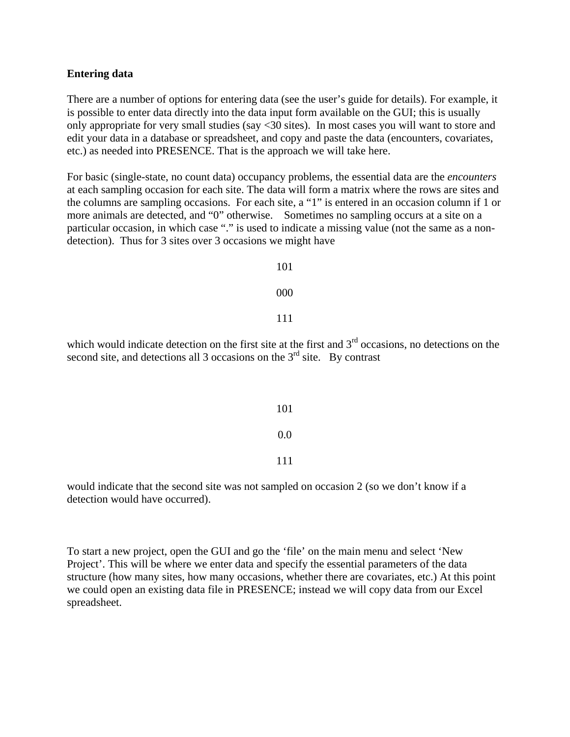**Entering data**

There are a number of options for entering data (see the user's guide for details). For example, it is possible to enter data directly into the data input form available on the GUI; this is usually only appropriate for very small studies (say <30 sites). In most cases you will want to store and edit your data in a database or spreadsheet, and copy and paste the data (encounters, covariates, etc.) as needed into PRESENCE. That is the approach we will take here.

For basic (single-state, no count data) occupancy problems, the essential data are the *encounters* at each sampling occasion for each site. The data will form a matrix where the rows are sites and the columns are sampling occasions. For each site, a "1" is entered in an occasion column if 1 or more animals are detected, and "0" otherwise. Sometimes no sampling occurs at a site on a particular occasion, in which case "." is used to indicate a missing value (not the same as a non-detection). Thus for 3 sites over 3 occasions we might have

```
101
000
111
```

which would indicate detection on the first site at the first and 3rd occasions, no detections on the second site, and detections all 3 occasions on the 3rd site. By contrast

```
101
0.0
111
```

would indicate that the second site was not sampled on occasion 2 (so we don't know if a detection would have occurred).

To start a new project, open the GUI and go the 'file' on the main menu and select 'New Project'. This will be where we enter data and specify the essential parameters of the data structure (how many sites, how many occasions, whether there are covariates, etc.) At this point we could open an existing data file in PRESENCE; instead we will copy data from our Excel spreadsheet.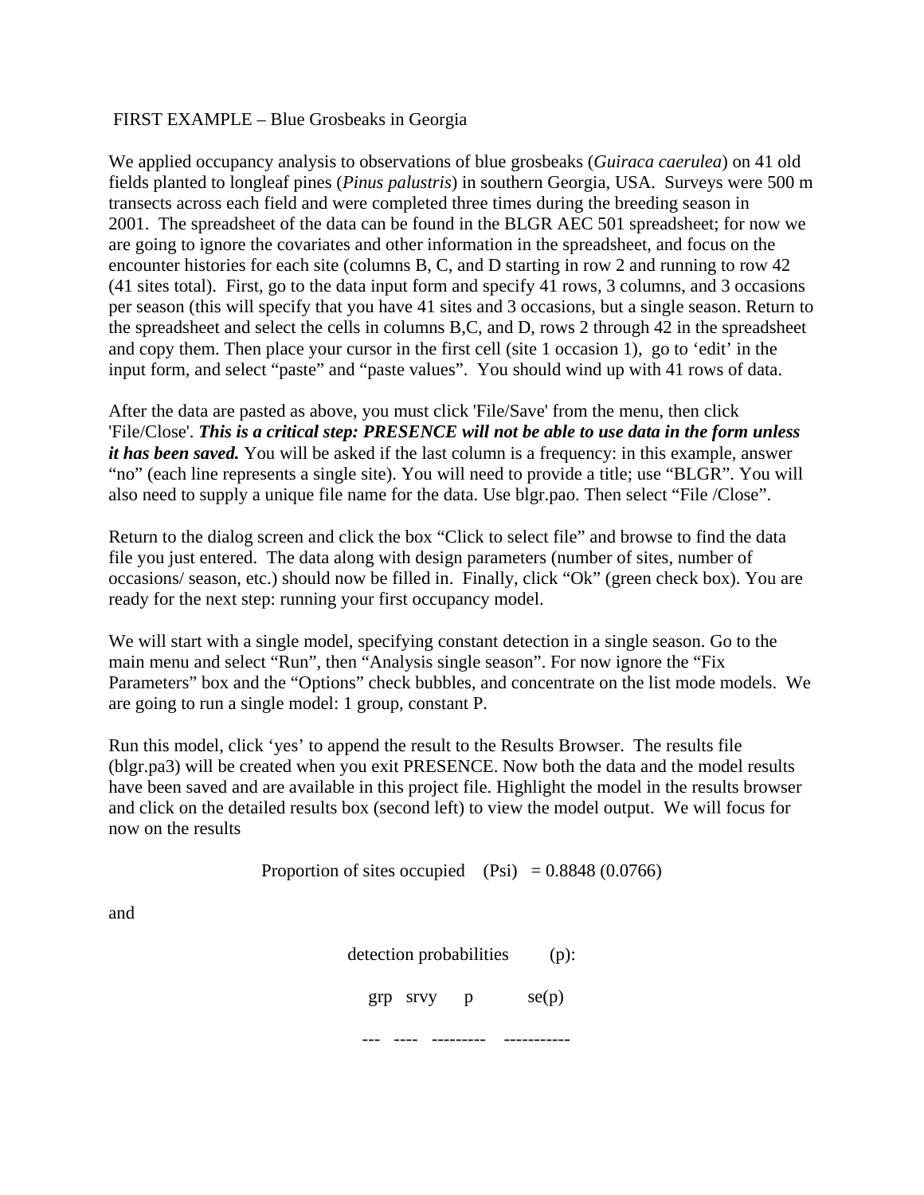FIRST EXAMPLE – Blue Grosbeaks in Georgia

We applied occupancy analysis to observations of blue grosbeaks (*Guiraca caerulea*) on 41 old fields planted to longleaf pines (*Pinus palustris*) in southern Georgia, USA. Surveys were 500 m transects across each field and were completed three times during the breeding season in 2001. The spreadsheet of the data can be found in the BLGR AEC 501 spreadsheet; for now we are going to ignore the covariates and other information in the spreadsheet, and focus on the encounter histories for each site (columns B, C, and D starting in row 2 and running to row 42 (41 sites total). First, go to the data input form and specify 41 rows, 3 columns, and 3 occasions per season (this will specify that you have 41 sites and 3 occasions, but a single season. Return to the spreadsheet and select the cells in columns B,C, and D, rows 2 through 42 in the spreadsheet and copy them. Then place your cursor in the first cell (site 1 occasion 1), go to 'edit' in the input form, and select "paste" and "paste values". You should wind up with 41 rows of data.

After the data are pasted as above, you must click 'File/Save' from the menu, then click 'File/Close'. ***This is a critical step: PRESENCE will not be able to use data in the form unless it has been saved.*** You will be asked if the last column is a frequency: in this example, answer "no" (each line represents a single site). You will need to provide a title; use "BLGR". You will also need to supply a unique file name for the data. Use blgr.pao. Then select "File /Close".

Return to the dialog screen and click the box "Click to select file" and browse to find the data file you just entered. The data along with design parameters (number of sites, number of occasions/ season, etc.) should now be filled in. Finally, click "Ok" (green check box). You are ready for the next step: running your first occupancy model.

We will start with a single model, specifying constant detection in a single season. Go to the main menu and select "Run", then "Analysis single season". For now ignore the "Fix Parameters" box and the "Options" check bubbles, and concentrate on the list mode models. We are going to run a single model: 1 group, constant P.

Run this model, click 'yes' to append the result to the Results Browser. The results file (blgr.pa3) will be created when you exit PRESENCE. Now both the data and the model results have been saved and are available in this project file. Highlight the model in the results browser and click on the detailed results box (second left) to view the model output. We will focus for now on the results

```
Proportion of sites occupied    (Psi)   = 0.8848 (0.0766)
```

and

```
detection probabilities        (p):

grp   srvy      p           se(p)
---   ----   ---------    -----------
```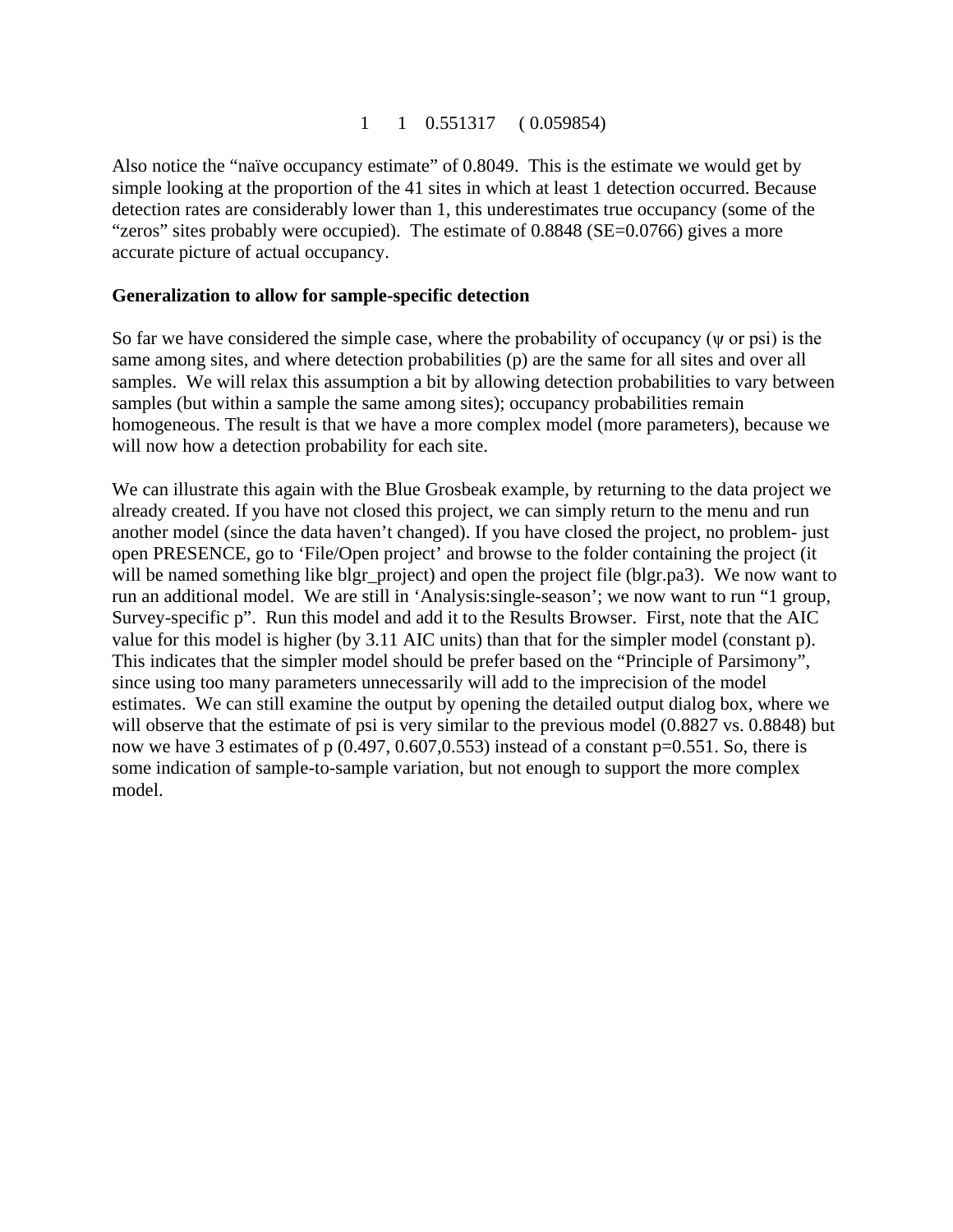1    1   0.551317    ( 0.059854)

Also notice the "naïve occupancy estimate" of 0.8049. This is the estimate we would get by simple looking at the proportion of the 41 sites in which at least 1 detection occurred. Because detection rates are considerably lower than 1, this underestimates true occupancy (some of the "zeros" sites probably were occupied). The estimate of 0.8848 (SE=0.0766) gives a more accurate picture of actual occupancy.

**Generalization to allow for sample-specific detection**

So far we have considered the simple case, where the probability of occupancy ($\psi$ or psi) is the same among sites, and where detection probabilities (p) are the same for all sites and over all samples. We will relax this assumption a bit by allowing detection probabilities to vary between samples (but within a sample the same among sites); occupancy probabilities remain homogeneous. The result is that we have a more complex model (more parameters), because we will now how a detection probability for each site.

We can illustrate this again with the Blue Grosbeak example, by returning to the data project we already created. If you have not closed this project, we can simply return to the menu and run another model (since the data haven't changed). If you have closed the project, no problem- just open PRESENCE, go to 'File/Open project' and browse to the folder containing the project (it will be named something like blgr_project) and open the project file (blgr.pa3). We now want to run an additional model. We are still in 'Analysis:single-season'; we now want to run "1 group, Survey-specific p". Run this model and add it to the Results Browser. First, note that the AIC value for this model is higher (by 3.11 AIC units) than that for the simpler model (constant p). This indicates that the simpler model should be prefer based on the "Principle of Parsimony", since using too many parameters unnecessarily will add to the imprecision of the model estimates. We can still examine the output by opening the detailed output dialog box, where we will observe that the estimate of psi is very similar to the previous model (0.8827 vs. 0.8848) but now we have 3 estimates of p (0.497, 0.607,0.553) instead of a constant p=0.551. So, there is some indication of sample-to-sample variation, but not enough to support the more complex model.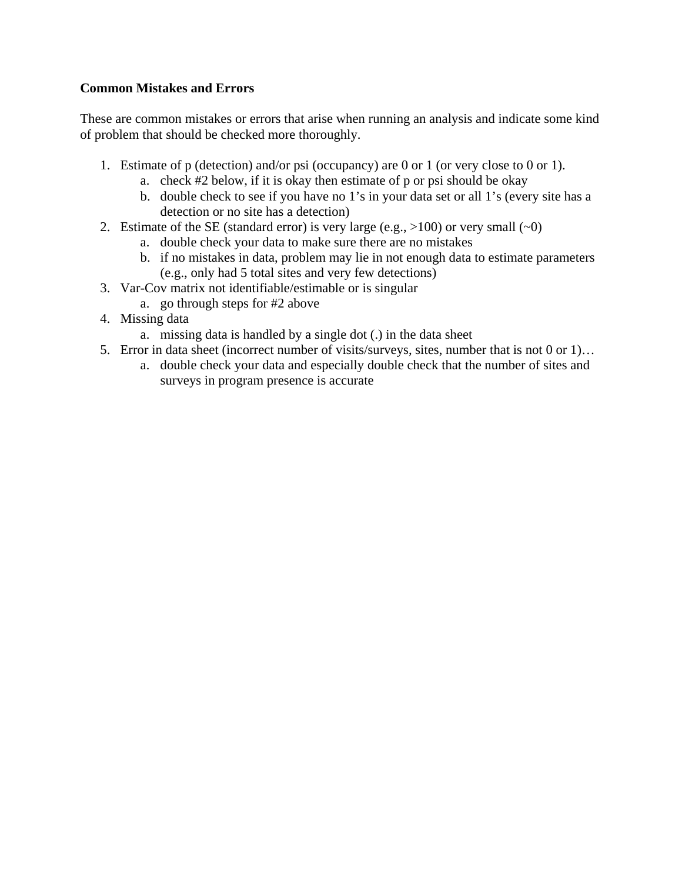**Common Mistakes and Errors**

These are common mistakes or errors that arise when running an analysis and indicate some kind of problem that should be checked more thoroughly.

1. Estimate of p (detection) and/or psi (occupancy) are 0 or 1 (or very close to 0 or 1).
   a. check #2 below, if it is okay then estimate of p or psi should be okay
   b. double check to see if you have no 1's in your data set or all 1's (every site has a detection or no site has a detection)
2. Estimate of the SE (standard error) is very large (e.g., >100) or very small (~0)
   a. double check your data to make sure there are no mistakes
   b. if no mistakes in data, problem may lie in not enough data to estimate parameters (e.g., only had 5 total sites and very few detections)
3. Var-Cov matrix not identifiable/estimable or is singular
   a. go through steps for #2 above
4. Missing data
   a. missing data is handled by a single dot (.) in the data sheet
5. Error in data sheet (incorrect number of visits/surveys, sites, number that is not 0 or 1)…
   a. double check your data and especially double check that the number of sites and surveys in program presence is accurate